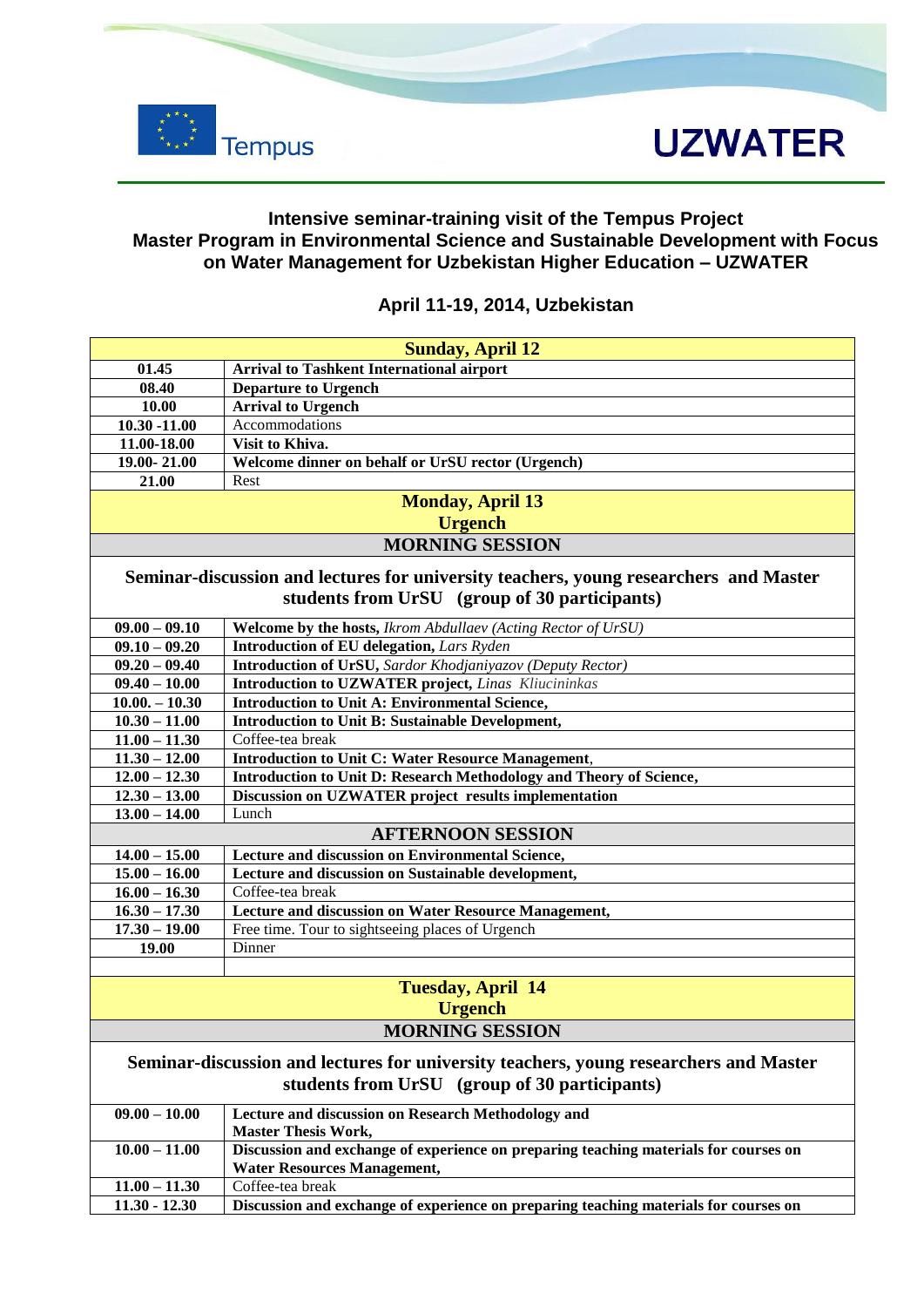Tempus

**UZWATER**

### Intensive seminar-training visit of the Tempus Project
### Master Program in Environmental Science and Sustainable Development with Focus on Water Management for Uzbekistan Higher Education – UZWATER

### April 11-19, 2014, Uzbekistan

| **Sunday, April 12** | |
|---|---|
| **01.45** | **Arrival to Tashkent International airport** |
| **08.40** | **Departure to Urgench** |
| **10.00** | **Arrival to Urgench** |
| **10.30 -11.00** | Accommodations |
| **11.00-18.00** | **Visit to Khiva.** |
| **19.00- 21.00** | **Welcome dinner on behalf or UrSU rector (Urgench)** |
| **21.00** | Rest |
| **Monday, April 13 Urgench** | |
| **MORNING SESSION** | |
| **Seminar-discussion and lectures for university teachers, young researchers and Master students from UrSU (group of 30 participants)** | |
| **09.00 – 09.10** | **Welcome by the hosts,** *Ikrom Abdullaev (Acting Rector of UrSU)* |
| **09.10 – 09.20** | **Introduction of EU delegation,** *Lars Ryden* |
| **09.20 – 09.40** | **Introduction of UrSU,** *Sardor Khodjaniyazov (Deputy Rector)* |
| **09.40 – 10.00** | **Introduction to UZWATER project,** *Linas Kliucininkas* |
| **10.00. – 10.30** | **Introduction to Unit A: Environmental Science,** |
| **10.30 – 11.00** | **Introduction to Unit B: Sustainable Development,** |
| **11.00 – 11.30** | Coffee-tea break |
| **11.30 – 12.00** | **Introduction to Unit C: Water Resource Management**, |
| **12.00 – 12.30** | **Introduction to Unit D: Research Methodology and Theory of Science,** |
| **12.30 – 13.00** | **Discussion on UZWATER project results implementation** |
| **13.00 – 14.00** | Lunch |
| **AFTERNOON SESSION** | |
| **14.00 – 15.00** | **Lecture and discussion on Environmental Science,** |
| **15.00 – 16.00** | **Lecture and discussion on Sustainable development,** |
| **16.00 – 16.30** | Coffee-tea break |
| **16.30 – 17.30** | **Lecture and discussion on Water Resource Management,** |
| **17.30 – 19.00** | Free time. Tour to sightseeing places of Urgench |
| **19.00** | Dinner |
| | |
| **Tuesday, April 14 Urgench** | |
| **MORNING SESSION** | |
| **Seminar-discussion and lectures for university teachers, young researchers and Master students from UrSU (group of 30 participants)** | |
| **09.00 – 10.00** | **Lecture and discussion on Research Methodology and Master Thesis Work,** |
| **10.00 – 11.00** | **Discussion and exchange of experience on preparing teaching materials for courses on Water Resources Management,** |
| **11.00 – 11.30** | Coffee-tea break |
| **11.30 - 12.30** | **Discussion and exchange of experience on preparing teaching materials for courses on** |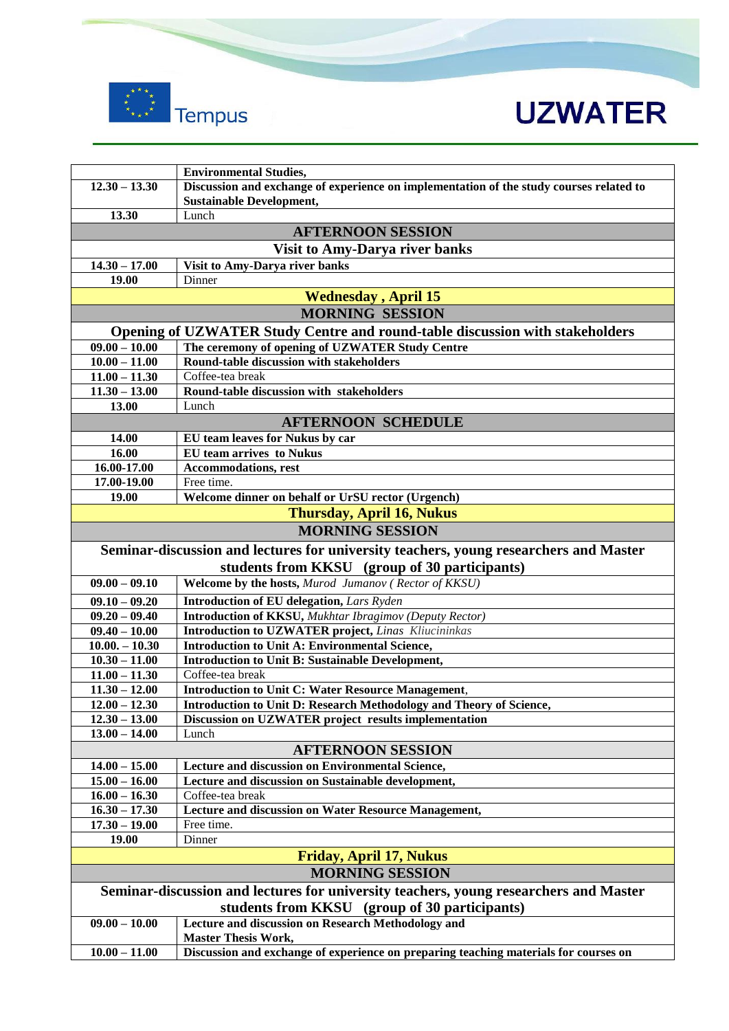| | |
|---|---|
| | **Environmental Studies,** |
| **12.30 – 13.30** | **Discussion and exchange of experience on implementation of the study courses related to Sustainable Development,** |
| **13.30** | Lunch |
| **AFTERNOON SESSION** | |
| **Visit to Amy-Darya river banks** | |
| **14.30 – 17.00** | **Visit to Amy-Darya river banks** |
| **19.00** | Dinner |
| **Wednesday , April 15** | |
| **MORNING SESSION** | |
| **Opening of UZWATER Study Centre and round-table discussion with stakeholders** | |
| **09.00 – 10.00** | **The ceremony of opening of UZWATER Study Centre** |
| **10.00 – 11.00** | **Round-table discussion with stakeholders** |
| **11.00 – 11.30** | Coffee-tea break |
| **11.30 – 13.00** | **Round-table discussion with stakeholders** |
| **13.00** | Lunch |
| **AFTERNOON SCHEDULE** | |
| **14.00** | **EU team leaves for Nukus by car** |
| **16.00** | **EU team arrives to Nukus** |
| **16.00-17.00** | **Accommodations, rest** |
| **17.00-19.00** | Free time. |
| **19.00** | **Welcome dinner on behalf or UrSU rector (Urgench)** |
| **Thursday, April 16, Nukus** | |
| **MORNING SESSION** | |
| **Seminar-discussion and lectures for university teachers, young researchers and Master students from KKSU (group of 30 participants)** | |
| **09.00 – 09.10** | **Welcome by the hosts,** *Murod Jumanov ( Rector of KKSU)* |
| **09.10 – 09.20** | **Introduction of EU delegation,** *Lars Ryden* |
| **09.20 – 09.40** | **Introduction of KKSU,** *Mukhtar Ibragimov (Deputy Rector)* |
| **09.40 – 10.00** | **Introduction to UZWATER project,** *Linas Kliucininkas* |
| **10.00. – 10.30** | **Introduction to Unit A: Environmental Science,** |
| **10.30 – 11.00** | **Introduction to Unit B: Sustainable Development,** |
| **11.00 – 11.30** | Coffee-tea break |
| **11.30 – 12.00** | **Introduction to Unit C: Water Resource Management**, |
| **12.00 – 12.30** | **Introduction to Unit D: Research Methodology and Theory of Science,** |
| **12.30 – 13.00** | **Discussion on UZWATER project results implementation** |
| **13.00 – 14.00** | Lunch |
| **AFTERNOON SESSION** | |
| **14.00 – 15.00** | **Lecture and discussion on Environmental Science,** |
| **15.00 – 16.00** | **Lecture and discussion on Sustainable development,** |
| **16.00 – 16.30** | Coffee-tea break |
| **16.30 – 17.30** | **Lecture and discussion on Water Resource Management,** |
| **17.30 – 19.00** | Free time. |
| **19.00** | Dinner |
| **Friday, April 17, Nukus** | |
| **MORNING SESSION** | |
| **Seminar-discussion and lectures for university teachers, young researchers and Master students from KKSU (group of 30 participants)** | |
| **09.00 – 10.00** | **Lecture and discussion on Research Methodology and Master Thesis Work,** |
| **10.00 – 11.00** | **Discussion and exchange of experience on preparing teaching materials for courses on** |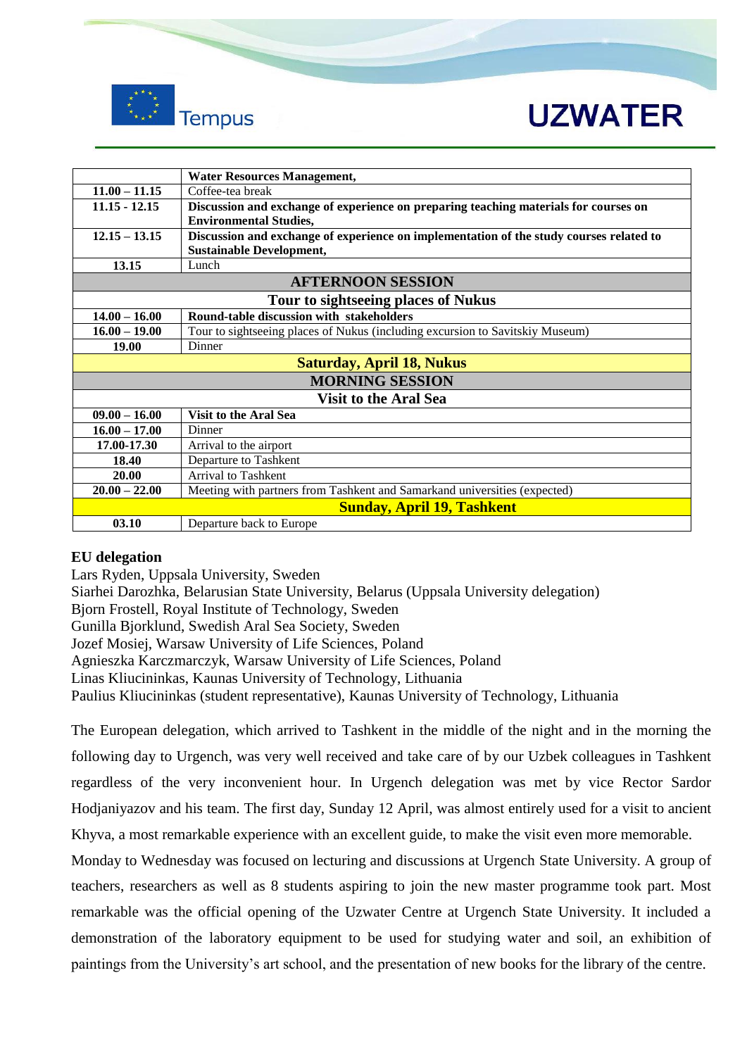| | |
|---|---|
| | **Water Resources Management,** |
| **11.00 – 11.15** | Coffee-tea break |
| **11.15 - 12.15** | **Discussion and exchange of experience on preparing teaching materials for courses on Environmental Studies,** |
| **12.15 – 13.15** | **Discussion and exchange of experience on implementation of the study courses related to Sustainable Development,** |
| **13.15** | Lunch |
| **AFTERNOON SESSION** | |
| **Tour to sightseeing places of Nukus** | |
| **14.00 – 16.00** | **Round-table discussion with stakeholders** |
| **16.00 – 19.00** | Tour to sightseeing places of Nukus (including excursion to Savitskiy Museum) |
| **19.00** | Dinner |
| **Saturday, April 18, Nukus** | |
| **MORNING SESSION** | |
| **Visit to the Aral Sea** | |
| **09.00 – 16.00** | **Visit to the Aral Sea** |
| **16.00 – 17.00** | Dinner |
| **17.00-17.30** | Arrival to the airport |
| **18.40** | Departure to Tashkent |
| **20.00** | Arrival to Tashkent |
| **20.00 – 22.00** | Meeting with partners from Tashkent and Samarkand universities (expected) |
| **Sunday, April 19, Tashkent** | |
| **03.10** | Departure back to Europe |

**EU delegation**

Lars Ryden, Uppsala University, Sweden
Siarhei Darozhka, Belarusian State University, Belarus (Uppsala University delegation)
Bjorn Frostell, Royal Institute of Technology, Sweden
Gunilla Bjorklund, Swedish Aral Sea Society, Sweden
Jozef Mosiej, Warsaw University of Life Sciences, Poland
Agnieszka Karczmarczyk, Warsaw University of Life Sciences, Poland
Linas Kliucininkas, Kaunas University of Technology, Lithuania
Paulius Kliucininkas (student representative), Kaunas University of Technology, Lithuania

The European delegation, which arrived to Tashkent in the middle of the night and in the morning the following day to Urgench, was very well received and take care of by our Uzbek colleagues in Tashkent regardless of the very inconvenient hour. In Urgench delegation was met by vice Rector Sardor Hodjaniyazov and his team. The first day, Sunday 12 April, was almost entirely used for a visit to ancient Khyva, a most remarkable experience with an excellent guide, to make the visit even more memorable.

Monday to Wednesday was focused on lecturing and discussions at Urgench State University. A group of teachers, researchers as well as 8 students aspiring to join the new master programme took part. Most remarkable was the official opening of the Uzwater Centre at Urgench State University. It included a demonstration of the laboratory equipment to be used for studying water and soil, an exhibition of paintings from the University's art school, and the presentation of new books for the library of the centre.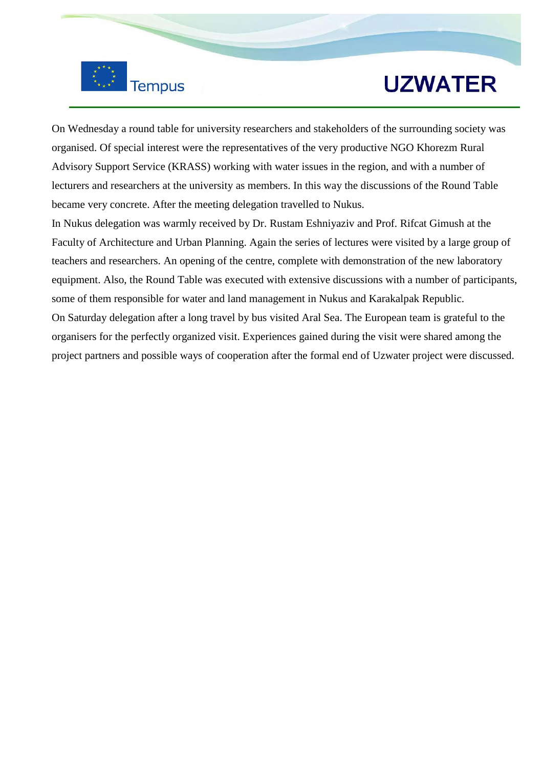On Wednesday a round table for university researchers and stakeholders of the surrounding society was organised. Of special interest were the representatives of the very productive NGO Khorezm Rural Advisory Support Service (KRASS) working with water issues in the region, and with a number of lecturers and researchers at the university as members. In this way the discussions of the Round Table became very concrete. After the meeting delegation travelled to Nukus.

In Nukus delegation was warmly received by Dr. Rustam Eshniyaziv and Prof. Rifcat Gimush at the Faculty of Architecture and Urban Planning. Again the series of lectures were visited by a large group of teachers and researchers. An opening of the centre, complete with demonstration of the new laboratory equipment. Also, the Round Table was executed with extensive discussions with a number of participants, some of them responsible for water and land management in Nukus and Karakalpak Republic.

On Saturday delegation after a long travel by bus visited Aral Sea. The European team is grateful to the organisers for the perfectly organized visit. Experiences gained during the visit were shared among the project partners and possible ways of cooperation after the formal end of Uzwater project were discussed.